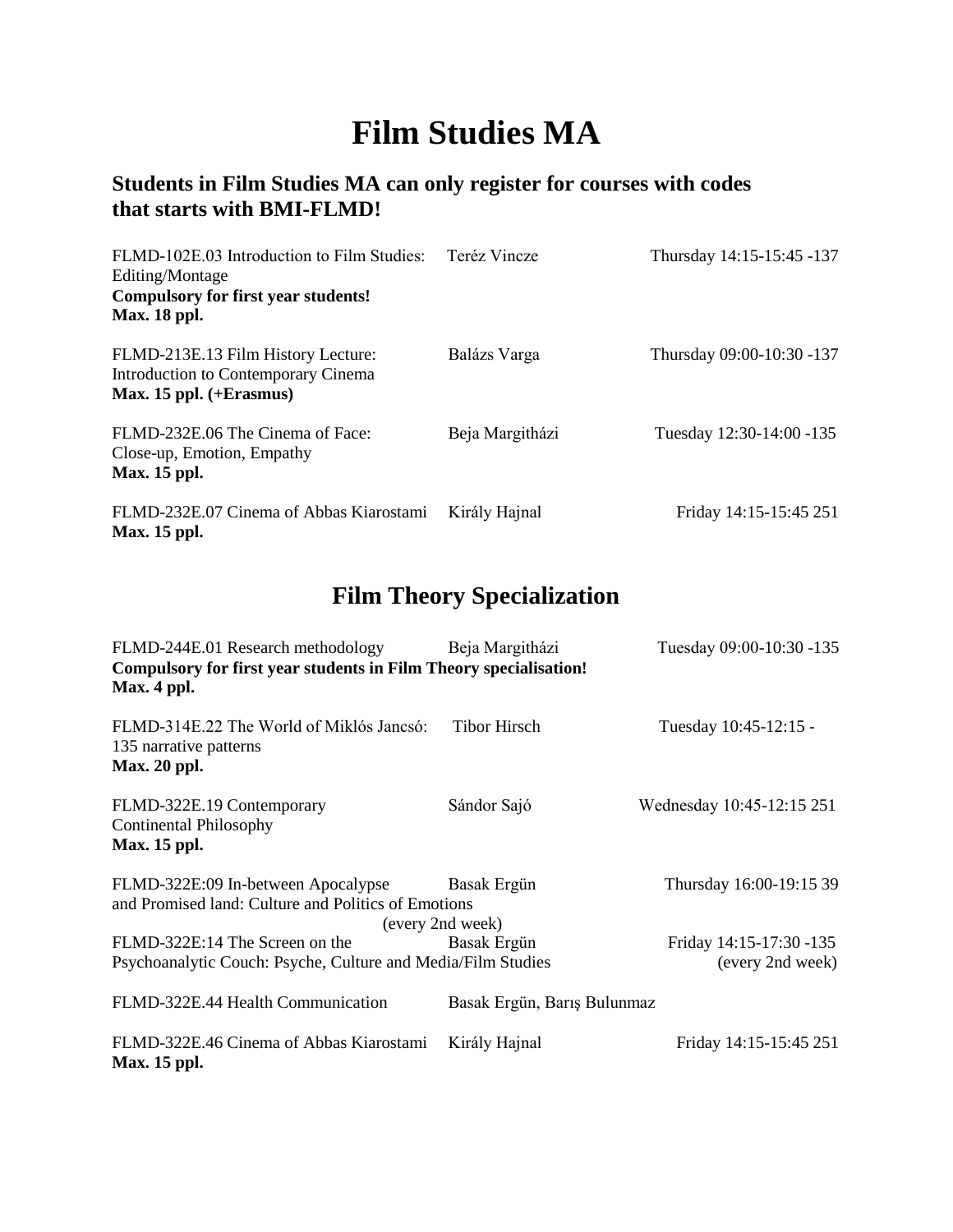# Film Studies MA

### Students in Film Studies MA can only register for courses with codes that starts with BMI-FLMD!

FLMD-102E.03 Introduction to Film Studies: Editing/Montage — Teréz Vincze — Thursday 14:15-15:45 -137
**Compulsory for first year students!**
**Max. 18 ppl.**

FLMD-213E.13 Film History Lecture: Introduction to Contemporary Cinema — Balázs Varga — Thursday 09:00-10:30 -137
**Max. 15 ppl. (+Erasmus)**

FLMD-232E.06 The Cinema of Face: Close-up, Emotion, Empathy — Beja Margitházi — Tuesday 12:30-14:00 -135
**Max. 15 ppl.**

FLMD-232E.07 Cinema of Abbas Kiarostami — Király Hajnal — Friday 14:15-15:45 251
**Max. 15 ppl.**

## Film Theory Specialization

FLMD-244E.01 Research methodology — Beja Margitházi — Tuesday 09:00-10:30 -135
**Compulsory for first year students in Film Theory specialisation!**
**Max. 4 ppl.**

FLMD-314E.22 The World of Miklós Jancsó: narrative patterns — Tibor Hirsch — Tuesday 10:45-12:15 - 135
**Max. 20 ppl.**

FLMD-322E.19 Contemporary Continental Philosophy — Sándor Sajó — Wednesday 10:45-12:15 251
**Max. 15 ppl.**

FLMD-322E:09 In-between Apocalypse and Promised land: Culture and Politics of Emotions — Basak Ergün — Thursday 16:00-19:15 39 (every 2nd week)

FLMD-322E:14 The Screen on the Psychoanalytic Couch: Psyche, Culture and Media/Film Studies — Basak Ergün — Friday 14:15-17:30 -135 (every 2nd week)

FLMD-322E.44 Health Communication — Basak Ergün, Barış Bulunmaz

FLMD-322E.46 Cinema of Abbas Kiarostami — Király Hajnal — Friday 14:15-15:45 251
**Max. 15 ppl.**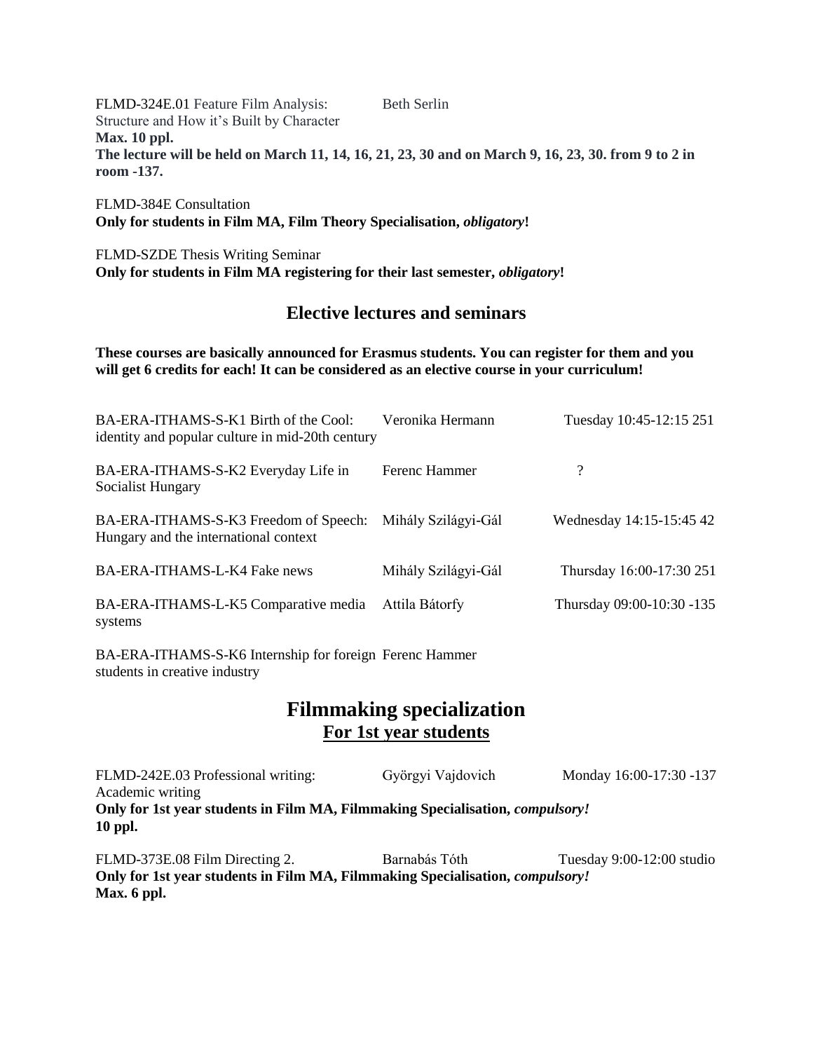FLMD-324E.01 Feature Film Analysis: Structure and How it's Built by Character — Beth Serlin
**Max. 10 ppl.**
**The lecture will be held on March 11, 14, 16, 21, 23, 30 and on March 9, 16, 23, 30. from 9 to 2 in room -137.**

FLMD-384E Consultation
**Only for students in Film MA, Film Theory Specialisation, *obligatory*!**

FLMD-SZDE Thesis Writing Seminar
**Only for students in Film MA registering for their last semester, *obligatory*!**

## Elective lectures and seminars

**These courses are basically announced for Erasmus students. You can register for them and you will get 6 credits for each! It can be considered as an elective course in your curriculum!**

| Course | Instructor | Time / Room |
|---|---|---|
| BA-ERA-ITHAMS-S-K1 Birth of the Cool: identity and popular culture in mid-20th century | Veronika Hermann | Tuesday 10:45-12:15 251 |
| BA-ERA-ITHAMS-S-K2 Everyday Life in Socialist Hungary | Ferenc Hammer | ? |
| BA-ERA-ITHAMS-S-K3 Freedom of Speech: Hungary and the international context | Mihály Szilágyi-Gál | Wednesday 14:15-15:45 42 |
| BA-ERA-ITHAMS-L-K4 Fake news | Mihály Szilágyi-Gál | Thursday 16:00-17:30 251 |
| BA-ERA-ITHAMS-L-K5 Comparative media systems | Attila Bátorfy | Thursday 09:00-10:30 -135 |
| BA-ERA-ITHAMS-S-K6 Internship for foreign students in creative industry | Ferenc Hammer | |

## Filmmaking specialization

### <u>For 1st year students</u>

FLMD-242E.03 Professional writing: Academic writing — Györgyi Vajdovich — Monday 16:00-17:30 -137
**Only for 1st year students in Film MA, Filmmaking Specialisation, *compulsory!***
**10 ppl.**

FLMD-373E.08 Film Directing 2. — Barnabás Tóth — Tuesday 9:00-12:00 studio
**Only for 1st year students in Film MA, Filmmaking Specialisation, *compulsory!***
**Max. 6 ppl.**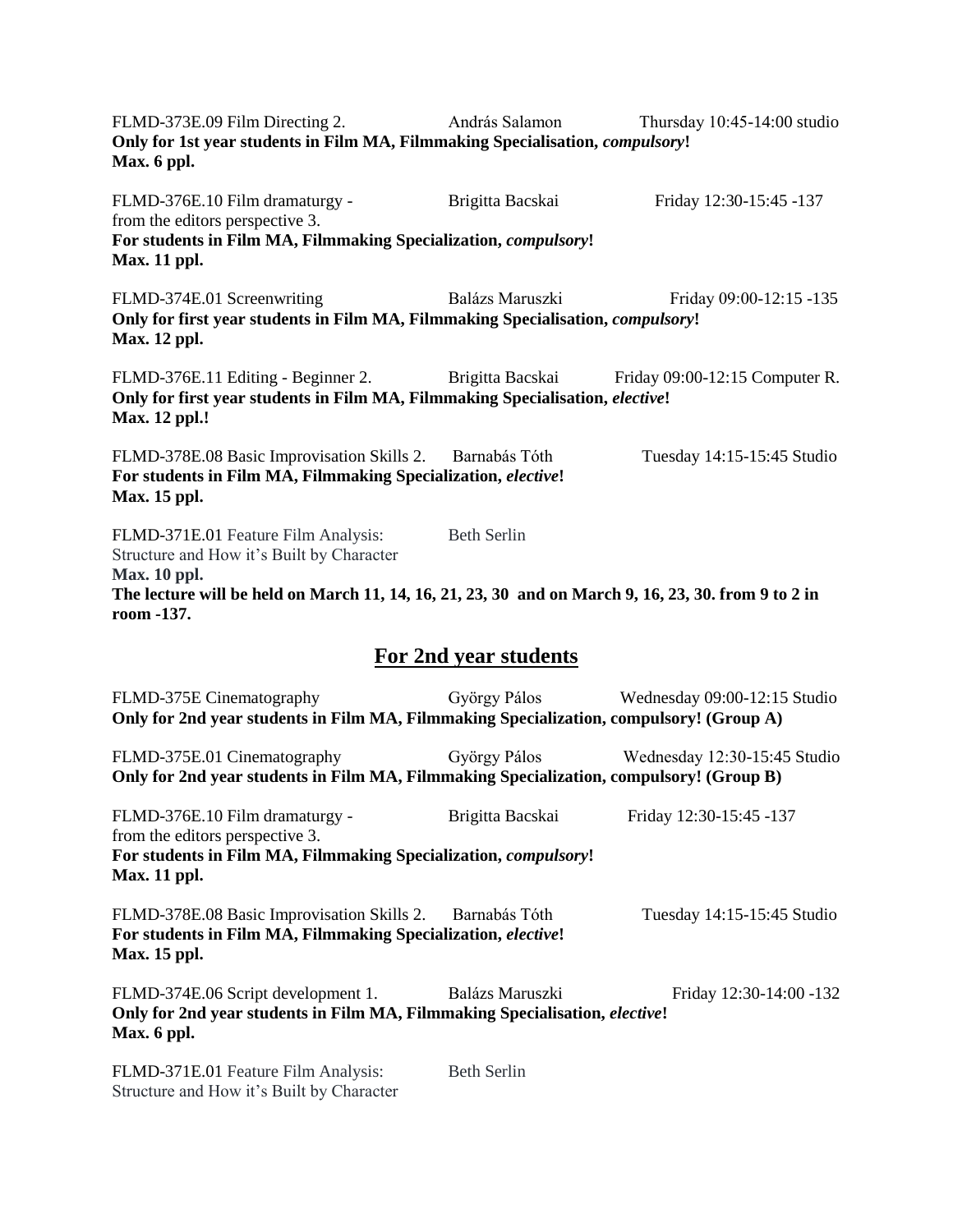FLMD-373E.09 Film Directing 2. András Salamon Thursday 10:45-14:00 studio
**Only for 1st year students in Film MA, Filmmaking Specialisation, *compulsory*!**
**Max. 6 ppl.**

FLMD-376E.10 Film dramaturgy - from the editors perspective 3. Brigitta Bacskai Friday 12:30-15:45 -137
**For students in Film MA, Filmmaking Specialization, *compulsory*!**
**Max. 11 ppl.**

FLMD-374E.01 Screenwriting Balázs Maruszki Friday 09:00-12:15 -135
**Only for first year students in Film MA, Filmmaking Specialisation, *compulsory*!**
**Max. 12 ppl.**

FLMD-376E.11 Editing - Beginner 2. Brigitta Bacskai Friday 09:00-12:15 Computer R.
**Only for first year students in Film MA, Filmmaking Specialisation, *elective*!**
**Max. 12 ppl.!**

FLMD-378E.08 Basic Improvisation Skills 2. Barnabás Tóth Tuesday 14:15-15:45 Studio
**For students in Film MA, Filmmaking Specialization, *elective*!**
**Max. 15 ppl.**

FLMD-371E.01 Feature Film Analysis: Structure and How it's Built by Character Beth Serlin
**Max. 10 ppl.**
**The lecture will be held on March 11, 14, 16, 21, 23, 30 and on March 9, 16, 23, 30. from 9 to 2 in room -137.**

## For 2nd year students

FLMD-375E Cinematography György Pálos Wednesday 09:00-12:15 Studio
**Only for 2nd year students in Film MA, Filmmaking Specialization, compulsory! (Group A)**

FLMD-375E.01 Cinematography György Pálos Wednesday 12:30-15:45 Studio
**Only for 2nd year students in Film MA, Filmmaking Specialization, compulsory! (Group B)**

FLMD-376E.10 Film dramaturgy - from the editors perspective 3. Brigitta Bacskai Friday 12:30-15:45 -137
**For students in Film MA, Filmmaking Specialization, *compulsory*!**
**Max. 11 ppl.**

FLMD-378E.08 Basic Improvisation Skills 2. Barnabás Tóth Tuesday 14:15-15:45 Studio
**For students in Film MA, Filmmaking Specialization, *elective*!**
**Max. 15 ppl.**

FLMD-374E.06 Script development 1. Balázs Maruszki Friday 12:30-14:00 -132
**Only for 2nd year students in Film MA, Filmmaking Specialisation, *elective*!**
**Max. 6 ppl.**

FLMD-371E.01 Feature Film Analysis: Structure and How it's Built by Character Beth Serlin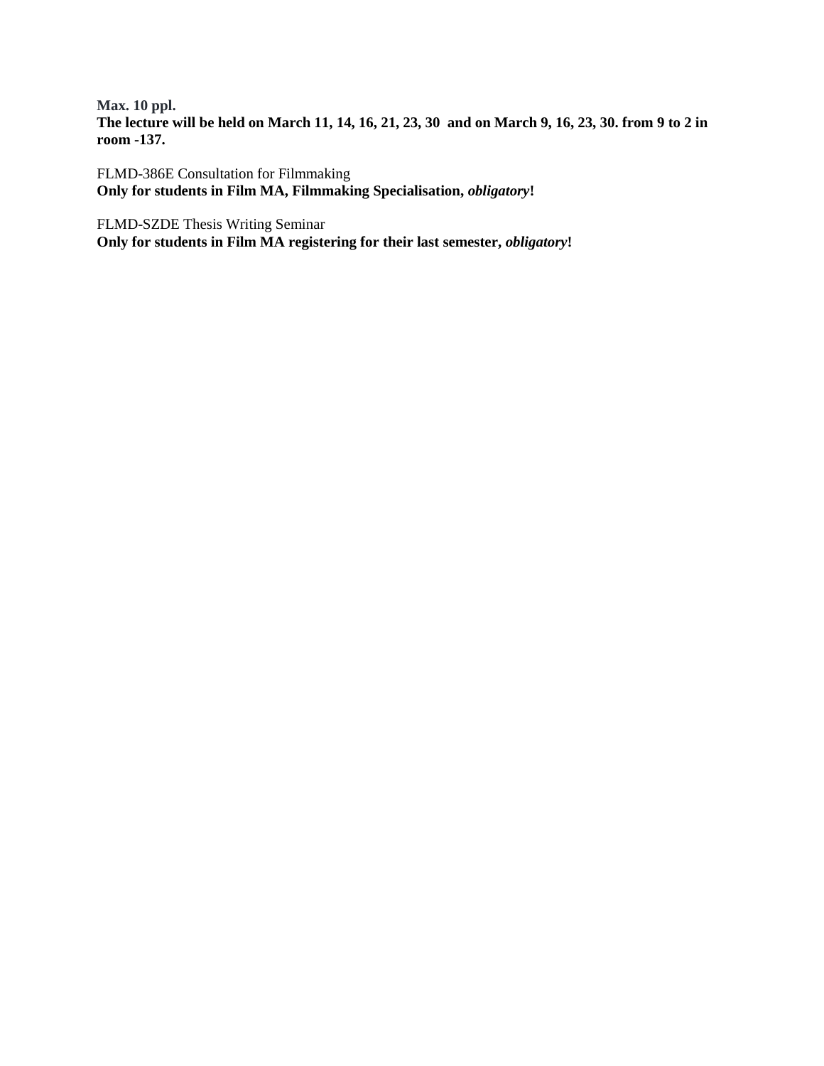**Max. 10 ppl.**
**The lecture will be held on March 11, 14, 16, 21, 23, 30  and on March 9, 16, 23, 30. from 9 to 2 in room -137.**

FLMD-386E Consultation for Filmmaking
**Only for students in Film MA, Filmmaking Specialisation, *obligatory*!**

FLMD-SZDE Thesis Writing Seminar
**Only for students in Film MA registering for their last semester, *obligatory*!**